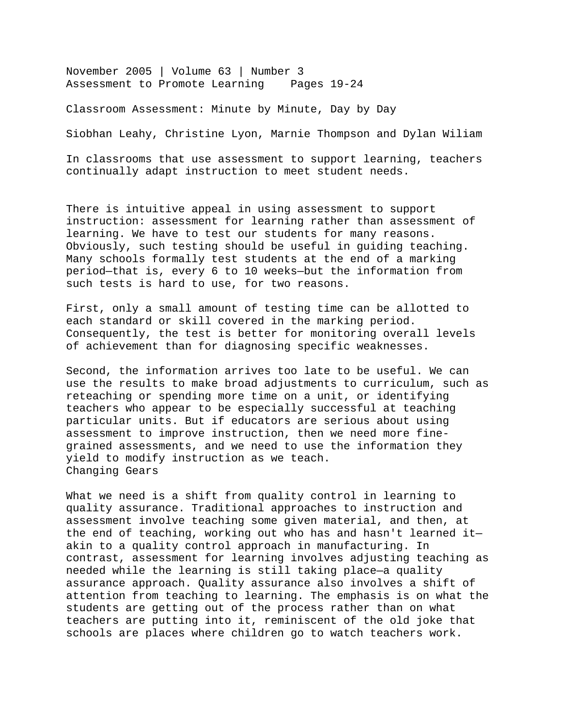November 2005 | Volume 63 | Number 3
Assessment to Promote Learning Pages 19-24

# Classroom Assessment: Minute by Minute, Day by Day

Siobhan Leahy, Christine Lyon, Marnie Thompson and Dylan Wiliam

In classrooms that use assessment to support learning, teachers continually adapt instruction to meet student needs.

There is intuitive appeal in using assessment to support instruction: assessment for learning rather than assessment of learning. We have to test our students for many reasons. Obviously, such testing should be useful in guiding teaching. Many schools formally test students at the end of a marking period—that is, every 6 to 10 weeks—but the information from such tests is hard to use, for two reasons.

First, only a small amount of testing time can be allotted to each standard or skill covered in the marking period. Consequently, the test is better for monitoring overall levels of achievement than for diagnosing specific weaknesses.

Second, the information arrives too late to be useful. We can use the results to make broad adjustments to curriculum, such as reteaching or spending more time on a unit, or identifying teachers who appear to be especially successful at teaching particular units. But if educators are serious about using assessment to improve instruction, then we need more fine-grained assessments, and we need to use the information they yield to modify instruction as we teach.

## Changing Gears

What we need is a shift from quality control in learning to quality assurance. Traditional approaches to instruction and assessment involve teaching some given material, and then, at the end of teaching, working out who has and hasn't learned it—akin to a quality control approach in manufacturing. In contrast, assessment for learning involves adjusting teaching as needed while the learning is still taking place—a quality assurance approach. Quality assurance also involves a shift of attention from teaching to learning. The emphasis is on what the students are getting out of the process rather than on what teachers are putting into it, reminiscent of the old joke that schools are places where children go to watch teachers work.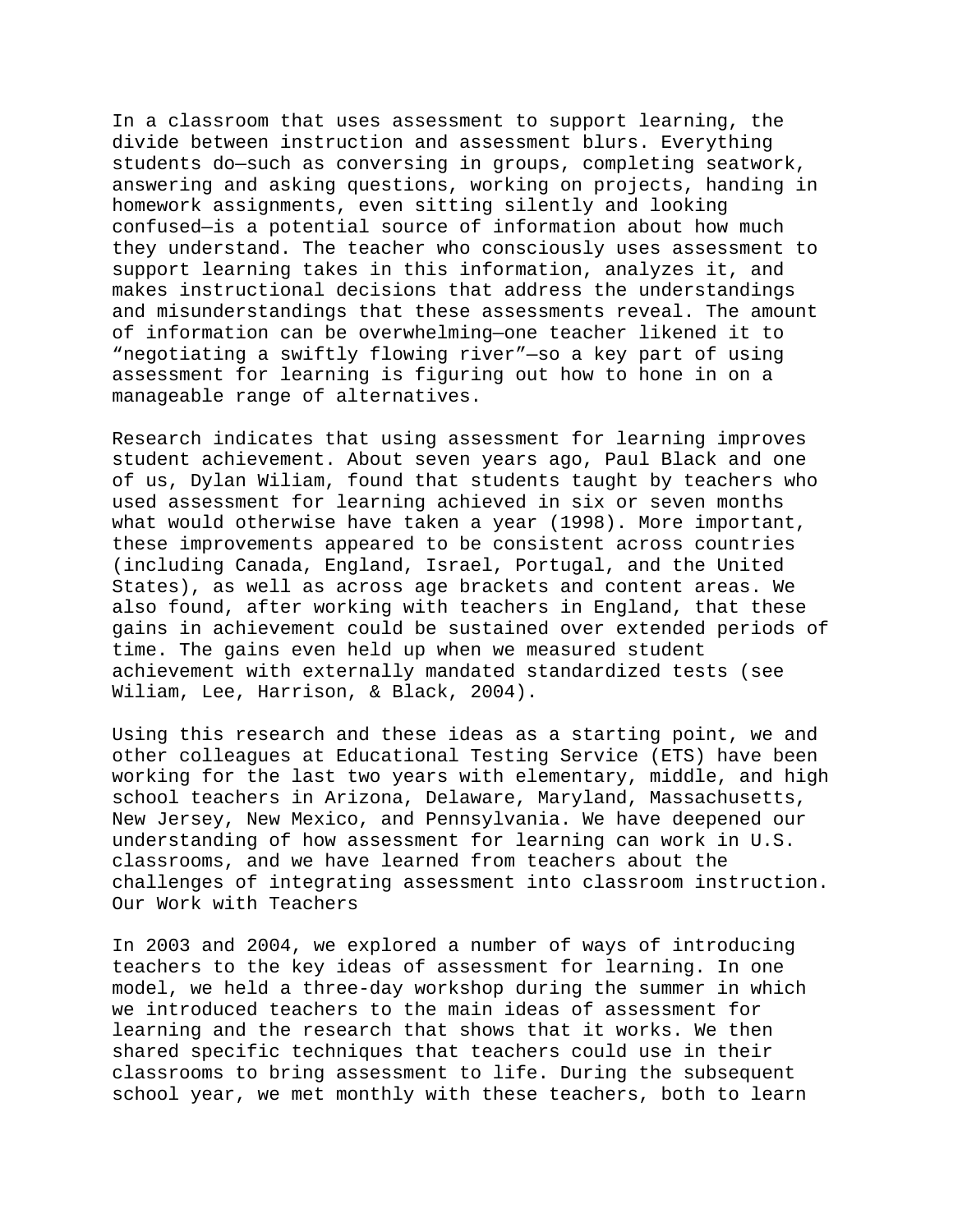In a classroom that uses assessment to support learning, the divide between instruction and assessment blurs. Everything students do—such as conversing in groups, completing seatwork, answering and asking questions, working on projects, handing in homework assignments, even sitting silently and looking confused—is a potential source of information about how much they understand. The teacher who consciously uses assessment to support learning takes in this information, analyzes it, and makes instructional decisions that address the understandings and misunderstandings that these assessments reveal. The amount of information can be overwhelming—one teacher likened it to "negotiating a swiftly flowing river"—so a key part of using assessment for learning is figuring out how to hone in on a manageable range of alternatives.

Research indicates that using assessment for learning improves student achievement. About seven years ago, Paul Black and one of us, Dylan Wiliam, found that students taught by teachers who used assessment for learning achieved in six or seven months what would otherwise have taken a year (1998). More important, these improvements appeared to be consistent across countries (including Canada, England, Israel, Portugal, and the United States), as well as across age brackets and content areas. We also found, after working with teachers in England, that these gains in achievement could be sustained over extended periods of time. The gains even held up when we measured student achievement with externally mandated standardized tests (see Wiliam, Lee, Harrison, & Black, 2004).

Using this research and these ideas as a starting point, we and other colleagues at Educational Testing Service (ETS) have been working for the last two years with elementary, middle, and high school teachers in Arizona, Delaware, Maryland, Massachusetts, New Jersey, New Mexico, and Pennsylvania. We have deepened our understanding of how assessment for learning can work in U.S. classrooms, and we have learned from teachers about the challenges of integrating assessment into classroom instruction.

## Our Work with Teachers

In 2003 and 2004, we explored a number of ways of introducing teachers to the key ideas of assessment for learning. In one model, we held a three-day workshop during the summer in which we introduced teachers to the main ideas of assessment for learning and the research that shows that it works. We then shared specific techniques that teachers could use in their classrooms to bring assessment to life. During the subsequent school year, we met monthly with these teachers, both to learn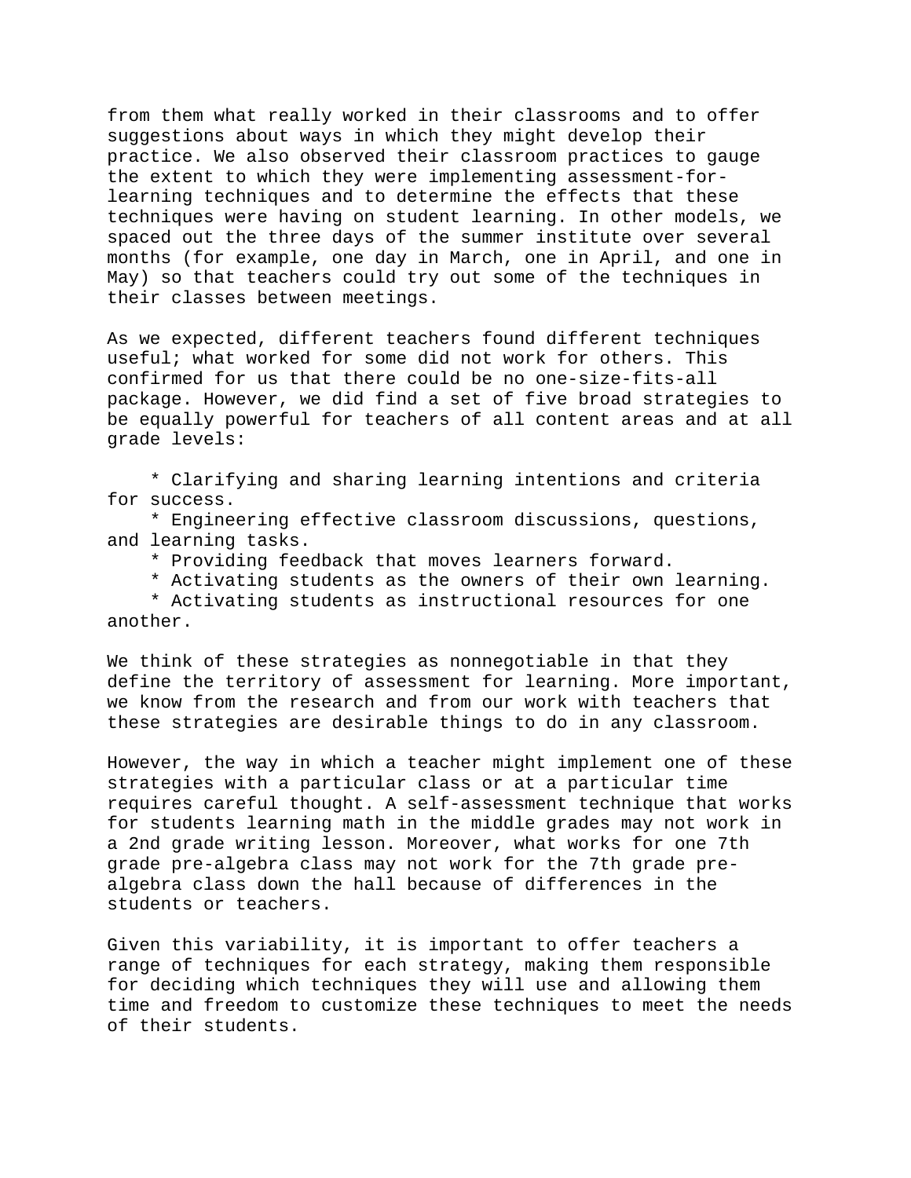from them what really worked in their classrooms and to offer suggestions about ways in which they might develop their practice. We also observed their classroom practices to gauge the extent to which they were implementing assessment-for-learning techniques and to determine the effects that these techniques were having on student learning. In other models, we spaced out the three days of the summer institute over several months (for example, one day in March, one in April, and one in May) so that teachers could try out some of the techniques in their classes between meetings.

As we expected, different teachers found different techniques useful; what worked for some did not work for others. This confirmed for us that there could be no one-size-fits-all package. However, we did find a set of five broad strategies to be equally powerful for teachers of all content areas and at all grade levels:

* Clarifying and sharing learning intentions and criteria for success.
* Engineering effective classroom discussions, questions, and learning tasks.
* Providing feedback that moves learners forward.
* Activating students as the owners of their own learning.
* Activating students as instructional resources for one another.

We think of these strategies as nonnegotiable in that they define the territory of assessment for learning. More important, we know from the research and from our work with teachers that these strategies are desirable things to do in any classroom.

However, the way in which a teacher might implement one of these strategies with a particular class or at a particular time requires careful thought. A self-assessment technique that works for students learning math in the middle grades may not work in a 2nd grade writing lesson. Moreover, what works for one 7th grade pre-algebra class may not work for the 7th grade pre-algebra class down the hall because of differences in the students or teachers.

Given this variability, it is important to offer teachers a range of techniques for each strategy, making them responsible for deciding which techniques they will use and allowing them time and freedom to customize these techniques to meet the needs of their students.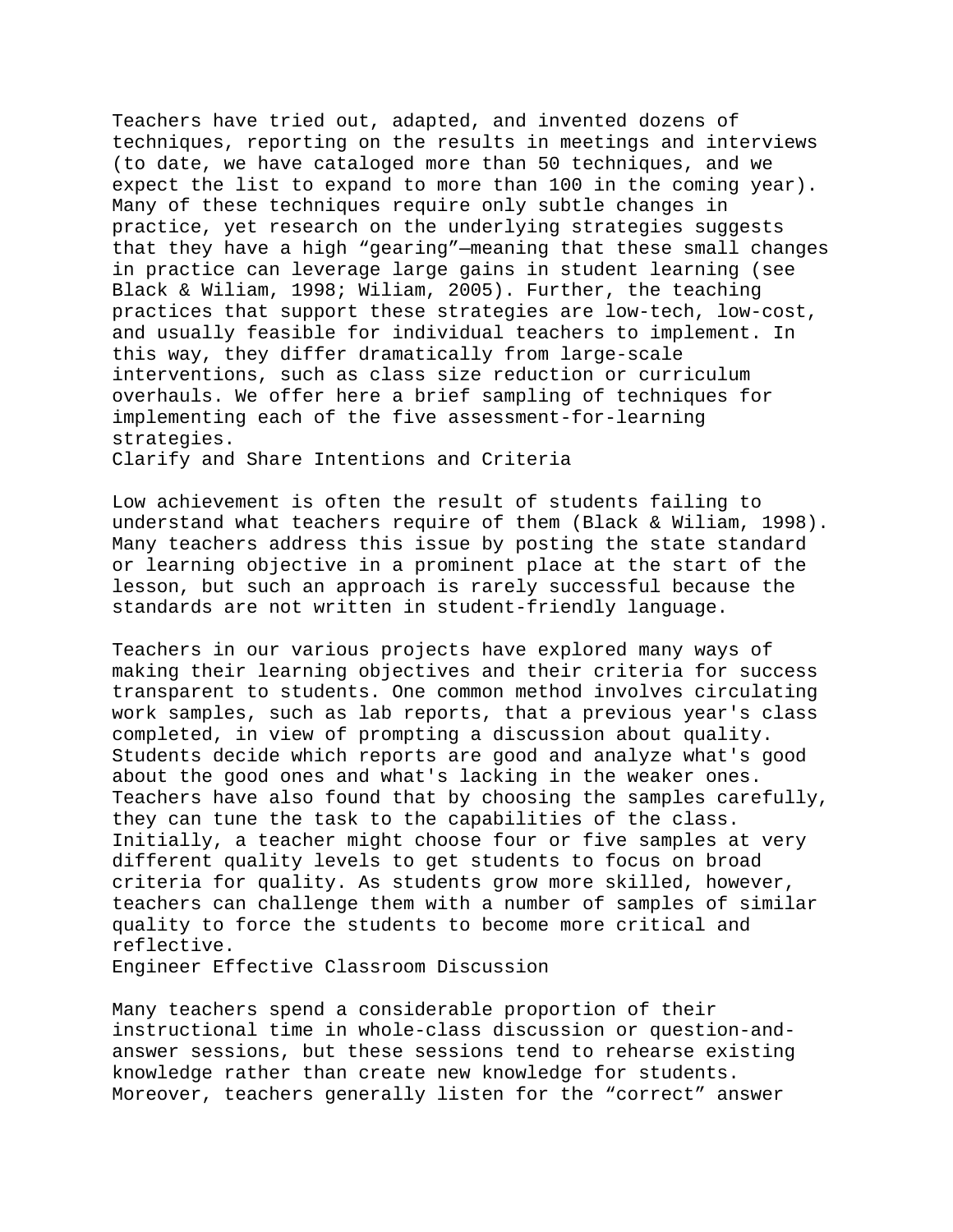Teachers have tried out, adapted, and invented dozens of techniques, reporting on the results in meetings and interviews (to date, we have cataloged more than 50 techniques, and we expect the list to expand to more than 100 in the coming year). Many of these techniques require only subtle changes in practice, yet research on the underlying strategies suggests that they have a high "gearing"—meaning that these small changes in practice can leverage large gains in student learning (see Black & Wiliam, 1998; Wiliam, 2005). Further, the teaching practices that support these strategies are low-tech, low-cost, and usually feasible for individual teachers to implement. In this way, they differ dramatically from large-scale interventions, such as class size reduction or curriculum overhauls. We offer here a brief sampling of techniques for implementing each of the five assessment-for-learning strategies.

## Clarify and Share Intentions and Criteria

Low achievement is often the result of students failing to understand what teachers require of them (Black & Wiliam, 1998). Many teachers address this issue by posting the state standard or learning objective in a prominent place at the start of the lesson, but such an approach is rarely successful because the standards are not written in student-friendly language.

Teachers in our various projects have explored many ways of making their learning objectives and their criteria for success transparent to students. One common method involves circulating work samples, such as lab reports, that a previous year's class completed, in view of prompting a discussion about quality. Students decide which reports are good and analyze what's good about the good ones and what's lacking in the weaker ones. Teachers have also found that by choosing the samples carefully, they can tune the task to the capabilities of the class. Initially, a teacher might choose four or five samples at very different quality levels to get students to focus on broad criteria for quality. As students grow more skilled, however, teachers can challenge them with a number of samples of similar quality to force the students to become more critical and reflective.

## Engineer Effective Classroom Discussion

Many teachers spend a considerable proportion of their instructional time in whole-class discussion or question-and-answer sessions, but these sessions tend to rehearse existing knowledge rather than create new knowledge for students. Moreover, teachers generally listen for the "correct" answer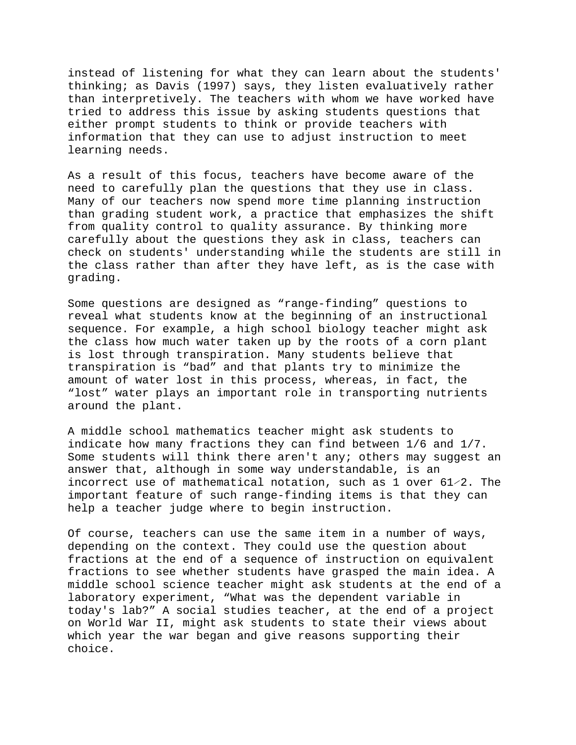instead of listening for what they can learn about the students' thinking; as Davis (1997) says, they listen evaluatively rather than interpretively. The teachers with whom we have worked have tried to address this issue by asking students questions that either prompt students to think or provide teachers with information that they can use to adjust instruction to meet learning needs.

As a result of this focus, teachers have become aware of the need to carefully plan the questions that they use in class. Many of our teachers now spend more time planning instruction than grading student work, a practice that emphasizes the shift from quality control to quality assurance. By thinking more carefully about the questions they ask in class, teachers can check on students' understanding while the students are still in the class rather than after they have left, as is the case with grading.

Some questions are designed as “range-finding” questions to reveal what students know at the beginning of an instructional sequence. For example, a high school biology teacher might ask the class how much water taken up by the roots of a corn plant is lost through transpiration. Many students believe that transpiration is “bad” and that plants try to minimize the amount of water lost in this process, whereas, in fact, the “lost” water plays an important role in transporting nutrients around the plant.

A middle school mathematics teacher might ask students to indicate how many fractions they can find between 1/6 and 1/7. Some students will think there aren't any; others may suggest an answer that, although in some way understandable, is an incorrect use of mathematical notation, such as 1 over 6½. The important feature of such range-finding items is that they can help a teacher judge where to begin instruction.

Of course, teachers can use the same item in a number of ways, depending on the context. They could use the question about fractions at the end of a sequence of instruction on equivalent fractions to see whether students have grasped the main idea. A middle school science teacher might ask students at the end of a laboratory experiment, “What was the dependent variable in today's lab?” A social studies teacher, at the end of a project on World War II, might ask students to state their views about which year the war began and give reasons supporting their choice.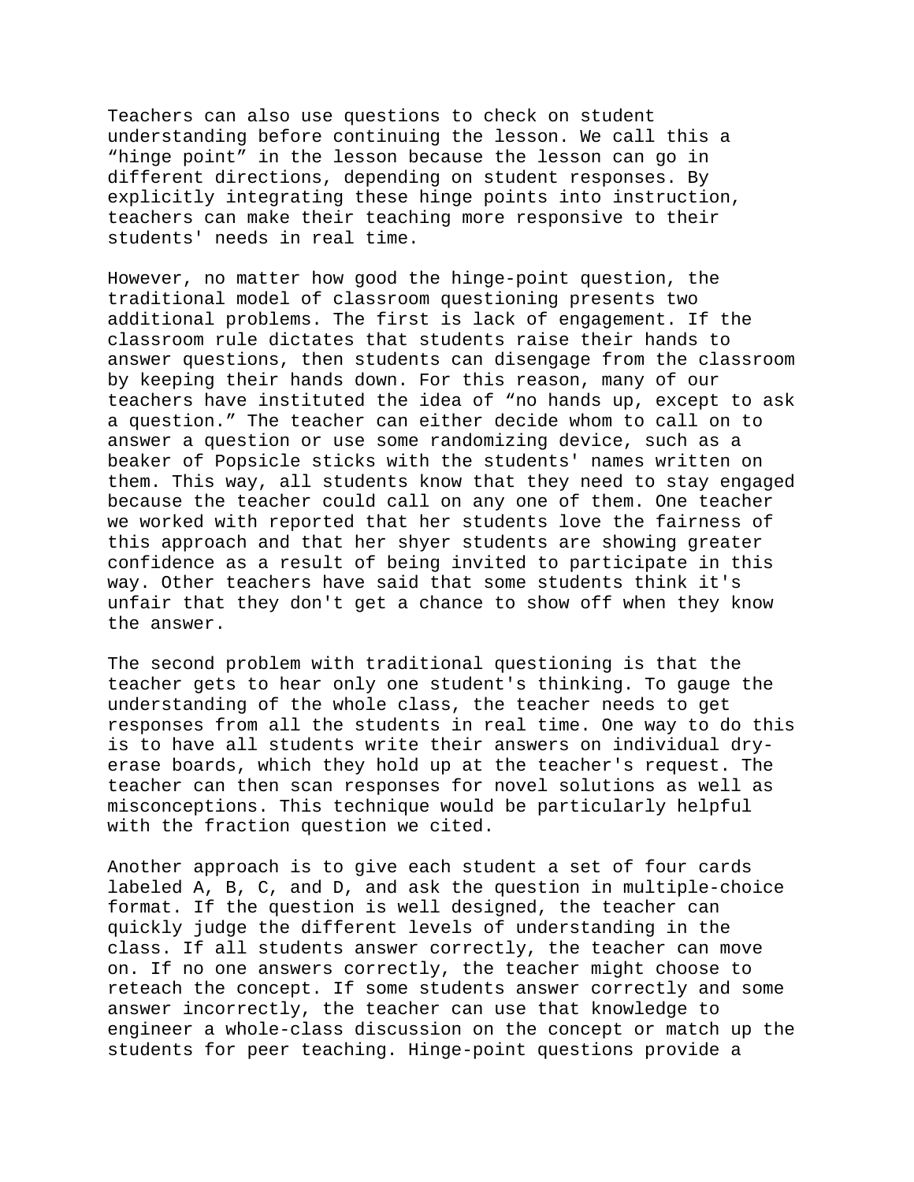Teachers can also use questions to check on student understanding before continuing the lesson. We call this a “hinge point” in the lesson because the lesson can go in different directions, depending on student responses. By explicitly integrating these hinge points into instruction, teachers can make their teaching more responsive to their students' needs in real time.

However, no matter how good the hinge-point question, the traditional model of classroom questioning presents two additional problems. The first is lack of engagement. If the classroom rule dictates that students raise their hands to answer questions, then students can disengage from the classroom by keeping their hands down. For this reason, many of our teachers have instituted the idea of “no hands up, except to ask a question.” The teacher can either decide whom to call on to answer a question or use some randomizing device, such as a beaker of Popsicle sticks with the students' names written on them. This way, all students know that they need to stay engaged because the teacher could call on any one of them. One teacher we worked with reported that her students love the fairness of this approach and that her shyer students are showing greater confidence as a result of being invited to participate in this way. Other teachers have said that some students think it's unfair that they don't get a chance to show off when they know the answer.

The second problem with traditional questioning is that the teacher gets to hear only one student's thinking. To gauge the understanding of the whole class, the teacher needs to get responses from all the students in real time. One way to do this is to have all students write their answers on individual dry-erase boards, which they hold up at the teacher's request. The teacher can then scan responses for novel solutions as well as misconceptions. This technique would be particularly helpful with the fraction question we cited.

Another approach is to give each student a set of four cards labeled A, B, C, and D, and ask the question in multiple-choice format. If the question is well designed, the teacher can quickly judge the different levels of understanding in the class. If all students answer correctly, the teacher can move on. If no one answers correctly, the teacher might choose to reteach the concept. If some students answer correctly and some answer incorrectly, the teacher can use that knowledge to engineer a whole-class discussion on the concept or match up the students for peer teaching. Hinge-point questions provide a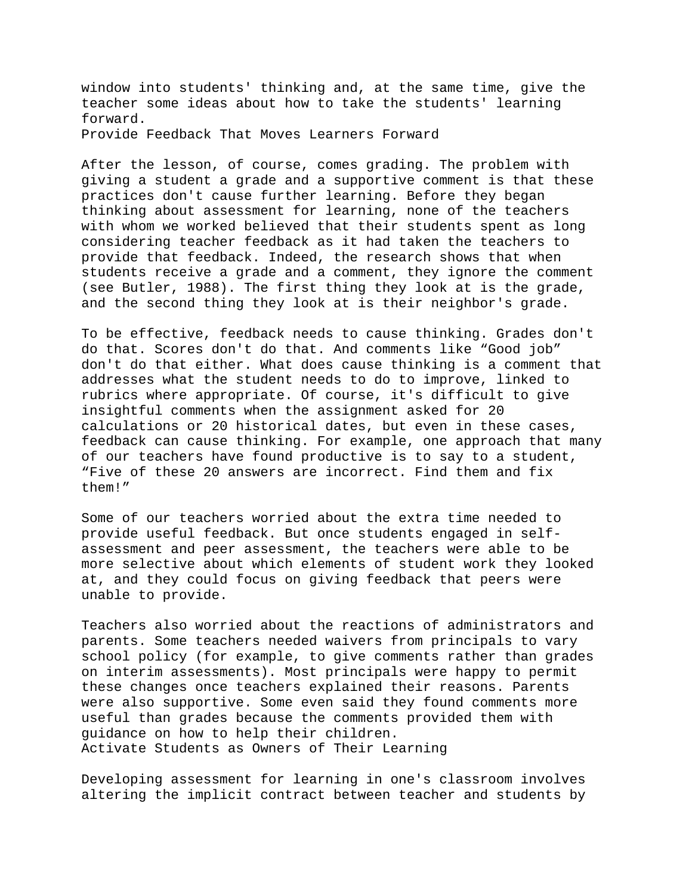window into students' thinking and, at the same time, give the teacher some ideas about how to take the students' learning forward.

## Provide Feedback That Moves Learners Forward

After the lesson, of course, comes grading. The problem with giving a student a grade and a supportive comment is that these practices don't cause further learning. Before they began thinking about assessment for learning, none of the teachers with whom we worked believed that their students spent as long considering teacher feedback as it had taken the teachers to provide that feedback. Indeed, the research shows that when students receive a grade and a comment, they ignore the comment (see Butler, 1988). The first thing they look at is the grade, and the second thing they look at is their neighbor's grade.

To be effective, feedback needs to cause thinking. Grades don't do that. Scores don't do that. And comments like “Good job” don't do that either. What does cause thinking is a comment that addresses what the student needs to do to improve, linked to rubrics where appropriate. Of course, it's difficult to give insightful comments when the assignment asked for 20 calculations or 20 historical dates, but even in these cases, feedback can cause thinking. For example, one approach that many of our teachers have found productive is to say to a student, “Five of these 20 answers are incorrect. Find them and fix them!”

Some of our teachers worried about the extra time needed to provide useful feedback. But once students engaged in self-assessment and peer assessment, the teachers were able to be more selective about which elements of student work they looked at, and they could focus on giving feedback that peers were unable to provide.

Teachers also worried about the reactions of administrators and parents. Some teachers needed waivers from principals to vary school policy (for example, to give comments rather than grades on interim assessments). Most principals were happy to permit these changes once teachers explained their reasons. Parents were also supportive. Some even said they found comments more useful than grades because the comments provided them with guidance on how to help their children.

## Activate Students as Owners of Their Learning

Developing assessment for learning in one's classroom involves altering the implicit contract between teacher and students by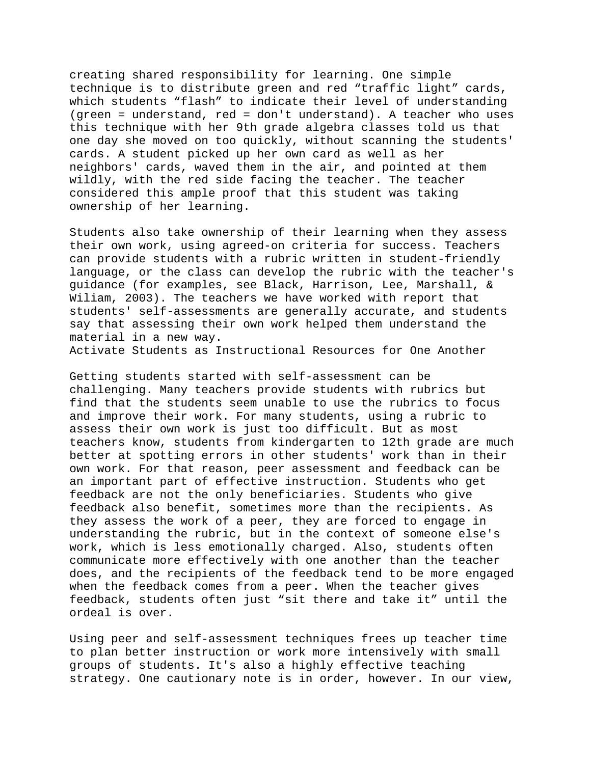creating shared responsibility for learning. One simple technique is to distribute green and red "traffic light" cards, which students "flash" to indicate their level of understanding (green = understand, red = don't understand). A teacher who uses this technique with her 9th grade algebra classes told us that one day she moved on too quickly, without scanning the students' cards. A student picked up her own card as well as her neighbors' cards, waved them in the air, and pointed at them wildly, with the red side facing the teacher. The teacher considered this ample proof that this student was taking ownership of her learning.

Students also take ownership of their learning when they assess their own work, using agreed-on criteria for success. Teachers can provide students with a rubric written in student-friendly language, or the class can develop the rubric with the teacher's guidance (for examples, see Black, Harrison, Lee, Marshall, & Wiliam, 2003). The teachers we have worked with report that students' self-assessments are generally accurate, and students say that assessing their own work helped them understand the material in a new way.

## Activate Students as Instructional Resources for One Another

Getting students started with self-assessment can be challenging. Many teachers provide students with rubrics but find that the students seem unable to use the rubrics to focus and improve their work. For many students, using a rubric to assess their own work is just too difficult. But as most teachers know, students from kindergarten to 12th grade are much better at spotting errors in other students' work than in their own work. For that reason, peer assessment and feedback can be an important part of effective instruction. Students who get feedback are not the only beneficiaries. Students who give feedback also benefit, sometimes more than the recipients. As they assess the work of a peer, they are forced to engage in understanding the rubric, but in the context of someone else's work, which is less emotionally charged. Also, students often communicate more effectively with one another than the teacher does, and the recipients of the feedback tend to be more engaged when the feedback comes from a peer. When the teacher gives feedback, students often just "sit there and take it" until the ordeal is over.

Using peer and self-assessment techniques frees up teacher time to plan better instruction or work more intensively with small groups of students. It's also a highly effective teaching strategy. One cautionary note is in order, however. In our view,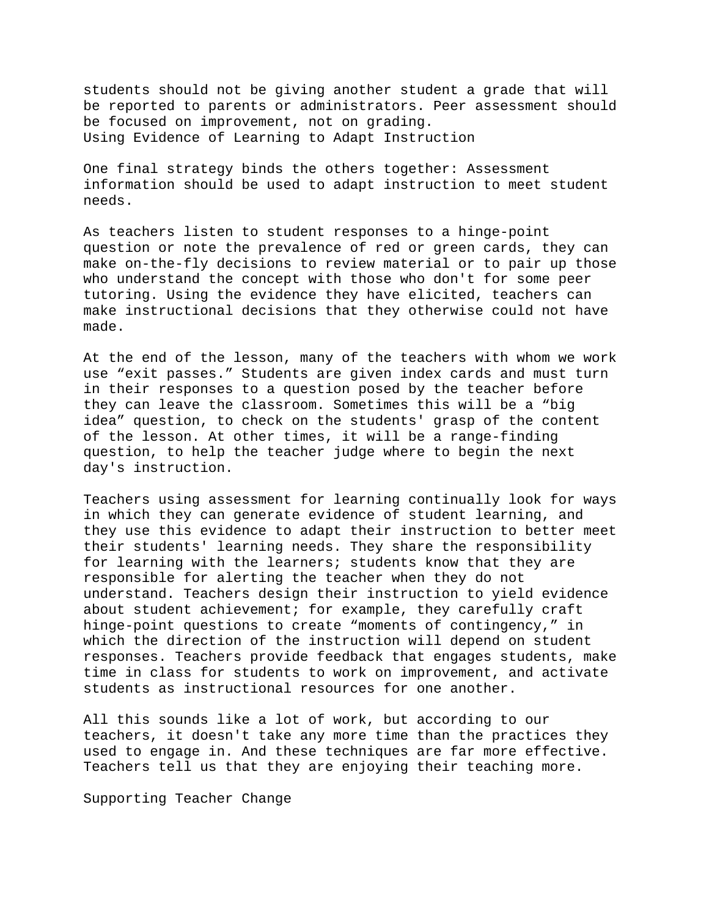students should not be giving another student a grade that will be reported to parents or administrators. Peer assessment should be focused on improvement, not on grading.

## Using Evidence of Learning to Adapt Instruction

One final strategy binds the others together: Assessment information should be used to adapt instruction to meet student needs.

As teachers listen to student responses to a hinge-point question or note the prevalence of red or green cards, they can make on-the-fly decisions to review material or to pair up those who understand the concept with those who don't for some peer tutoring. Using the evidence they have elicited, teachers can make instructional decisions that they otherwise could not have made.

At the end of the lesson, many of the teachers with whom we work use “exit passes.” Students are given index cards and must turn in their responses to a question posed by the teacher before they can leave the classroom. Sometimes this will be a “big idea” question, to check on the students' grasp of the content of the lesson. At other times, it will be a range-finding question, to help the teacher judge where to begin the next day's instruction.

Teachers using assessment for learning continually look for ways in which they can generate evidence of student learning, and they use this evidence to adapt their instruction to better meet their students' learning needs. They share the responsibility for learning with the learners; students know that they are responsible for alerting the teacher when they do not understand. Teachers design their instruction to yield evidence about student achievement; for example, they carefully craft hinge-point questions to create “moments of contingency,” in which the direction of the instruction will depend on student responses. Teachers provide feedback that engages students, make time in class for students to work on improvement, and activate students as instructional resources for one another.

All this sounds like a lot of work, but according to our teachers, it doesn't take any more time than the practices they used to engage in. And these techniques are far more effective. Teachers tell us that they are enjoying their teaching more.

## Supporting Teacher Change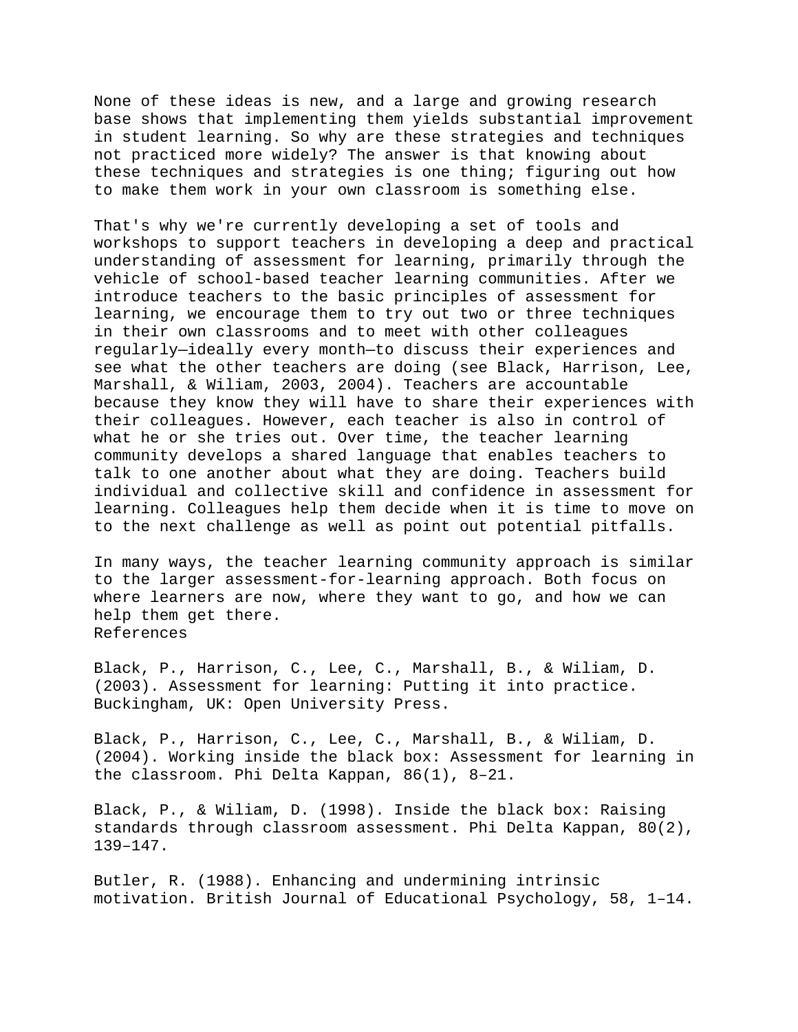None of these ideas is new, and a large and growing research base shows that implementing them yields substantial improvement in student learning. So why are these strategies and techniques not practiced more widely? The answer is that knowing about these techniques and strategies is one thing; figuring out how to make them work in your own classroom is something else.

That's why we're currently developing a set of tools and workshops to support teachers in developing a deep and practical understanding of assessment for learning, primarily through the vehicle of school-based teacher learning communities. After we introduce teachers to the basic principles of assessment for learning, we encourage them to try out two or three techniques in their own classrooms and to meet with other colleagues regularly—ideally every month—to discuss their experiences and see what the other teachers are doing (see Black, Harrison, Lee, Marshall, & Wiliam, 2003, 2004). Teachers are accountable because they know they will have to share their experiences with their colleagues. However, each teacher is also in control of what he or she tries out. Over time, the teacher learning community develops a shared language that enables teachers to talk to one another about what they are doing. Teachers build individual and collective skill and confidence in assessment for learning. Colleagues help them decide when it is time to move on to the next challenge as well as point out potential pitfalls.

In many ways, the teacher learning community approach is similar to the larger assessment-for-learning approach. Both focus on where learners are now, where they want to go, and how we can help them get there.

## References

Black, P., Harrison, C., Lee, C., Marshall, B., & Wiliam, D. (2003). Assessment for learning: Putting it into practice. Buckingham, UK: Open University Press.

Black, P., Harrison, C., Lee, C., Marshall, B., & Wiliam, D. (2004). Working inside the black box: Assessment for learning in the classroom. Phi Delta Kappan, 86(1), 8–21.

Black, P., & Wiliam, D. (1998). Inside the black box: Raising standards through classroom assessment. Phi Delta Kappan, 80(2), 139–147.

Butler, R. (1988). Enhancing and undermining intrinsic motivation. British Journal of Educational Psychology, 58, 1–14.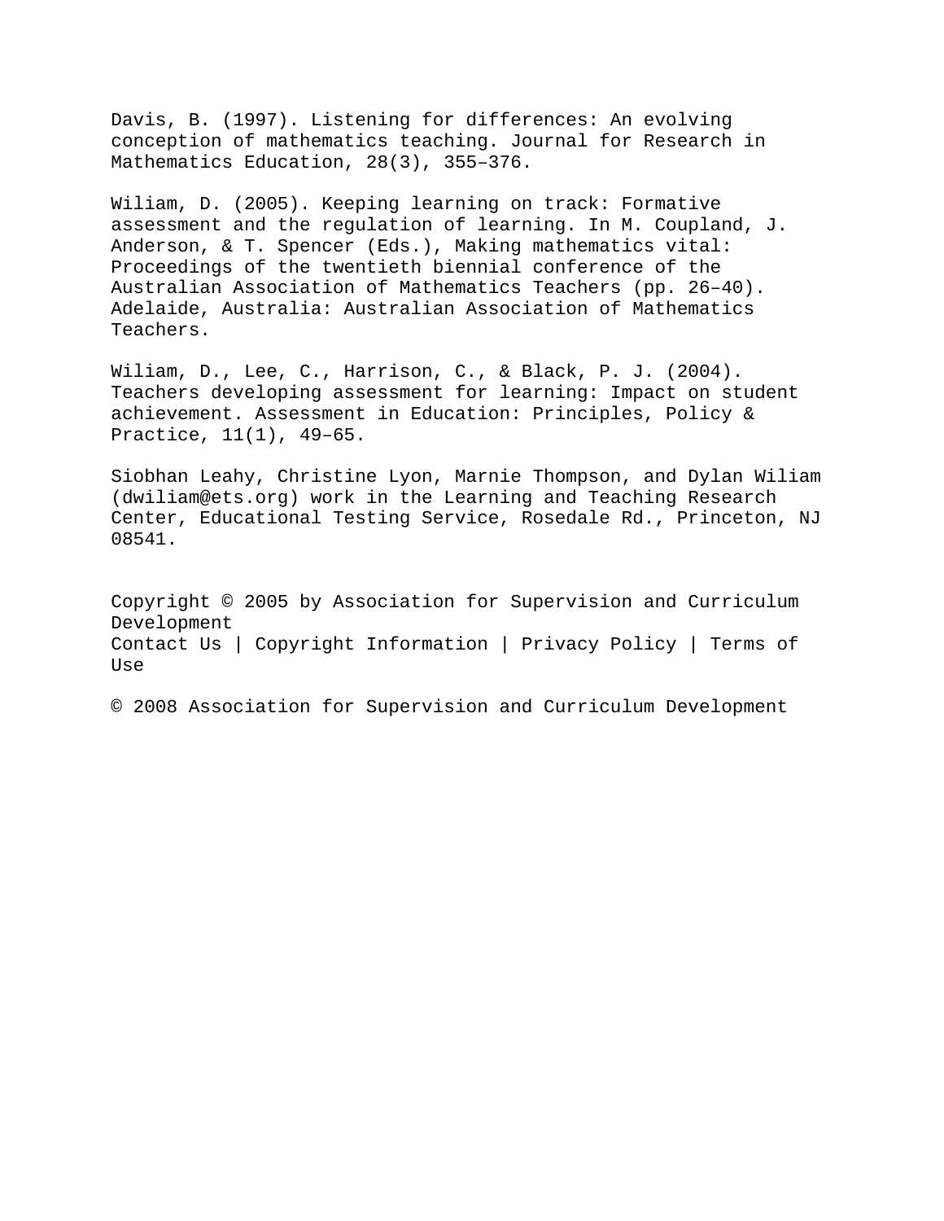Davis, B. (1997). Listening for differences: An evolving conception of mathematics teaching. Journal for Research in Mathematics Education, 28(3), 355–376.

Wiliam, D. (2005). Keeping learning on track: Formative assessment and the regulation of learning. In M. Coupland, J. Anderson, & T. Spencer (Eds.), Making mathematics vital: Proceedings of the twentieth biennial conference of the Australian Association of Mathematics Teachers (pp. 26–40). Adelaide, Australia: Australian Association of Mathematics Teachers.

Wiliam, D., Lee, C., Harrison, C., & Black, P. J. (2004). Teachers developing assessment for learning: Impact on student achievement. Assessment in Education: Principles, Policy & Practice, 11(1), 49–65.

Siobhan Leahy, Christine Lyon, Marnie Thompson, and Dylan Wiliam (dwiliam@ets.org) work in the Learning and Teaching Research Center, Educational Testing Service, Rosedale Rd., Princeton, NJ 08541.

Copyright © 2005 by Association for Supervision and Curriculum Development
Contact Us | Copyright Information | Privacy Policy | Terms of Use

© 2008 Association for Supervision and Curriculum Development